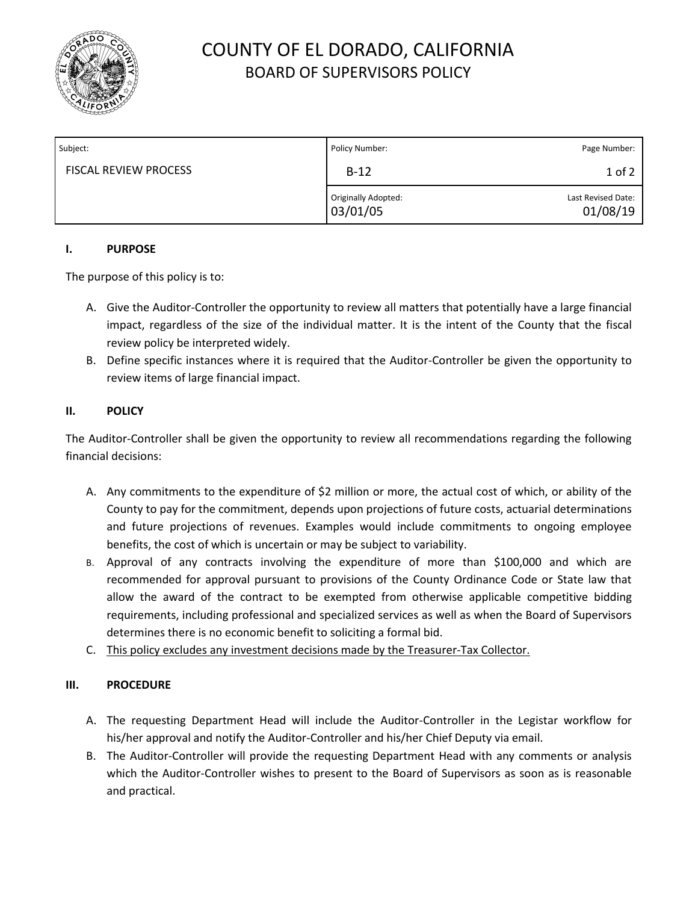# COUNTY OF EL DORADO, CALIFORNIA
## BOARD OF SUPERVISORS POLICY

| Subject: | Policy Number: | Page Number: |
|---|---|---|
| FISCAL REVIEW PROCESS | B-12 | 1 of 2 |
| | Originally Adopted: 03/01/05 | Last Revised Date: 01/08/19 |

### I. PURPOSE

The purpose of this policy is to:

A. Give the Auditor-Controller the opportunity to review all matters that potentially have a large financial impact, regardless of the size of the individual matter. It is the intent of the County that the fiscal review policy be interpreted widely.

B. Define specific instances where it is required that the Auditor-Controller be given the opportunity to review items of large financial impact.

### II. POLICY

The Auditor-Controller shall be given the opportunity to review all recommendations regarding the following financial decisions:

A. Any commitments to the expenditure of $2 million or more, the actual cost of which, or ability of the County to pay for the commitment, depends upon projections of future costs, actuarial determinations and future projections of revenues. Examples would include commitments to ongoing employee benefits, the cost of which is uncertain or may be subject to variability.

B. Approval of any contracts involving the expenditure of more than $100,000 and which are recommended for approval pursuant to provisions of the County Ordinance Code or State law that allow the award of the contract to be exempted from otherwise applicable competitive bidding requirements, including professional and specialized services as well as when the Board of Supervisors determines there is no economic benefit to soliciting a formal bid.

C. <u>This policy excludes any investment decisions made by the Treasurer-Tax Collector.</u>

### III. PROCEDURE

A. The requesting Department Head will include the Auditor-Controller in the Legistar workflow for his/her approval and notify the Auditor-Controller and his/her Chief Deputy via email.

B. The Auditor-Controller will provide the requesting Department Head with any comments or analysis which the Auditor-Controller wishes to present to the Board of Supervisors as soon as is reasonable and practical.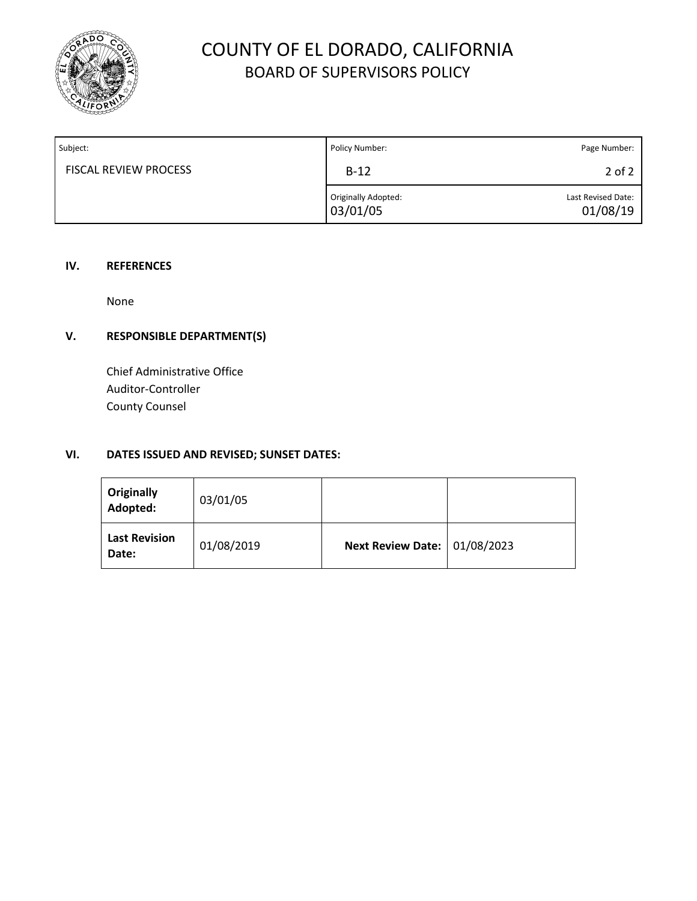# COUNTY OF EL DORADO, CALIFORNIA
## BOARD OF SUPERVISORS POLICY

| Subject: | Policy Number: | Page Number: |
|---|---|---|
| FISCAL REVIEW PROCESS | B-12 | 2 of 2 |
| | Originally Adopted: 03/01/05 | Last Revised Date: 01/08/19 |

### IV. REFERENCES

None

### V. RESPONSIBLE DEPARTMENT(S)

Chief Administrative Office
Auditor-Controller
County Counsel

### VI. DATES ISSUED AND REVISED; SUNSET DATES:

| | | | |
|---|---|---|---|
| **Originally Adopted:** | 03/01/05 | | |
| **Last Revision Date:** | 01/08/2019 | **Next Review Date:** | 01/08/2023 |